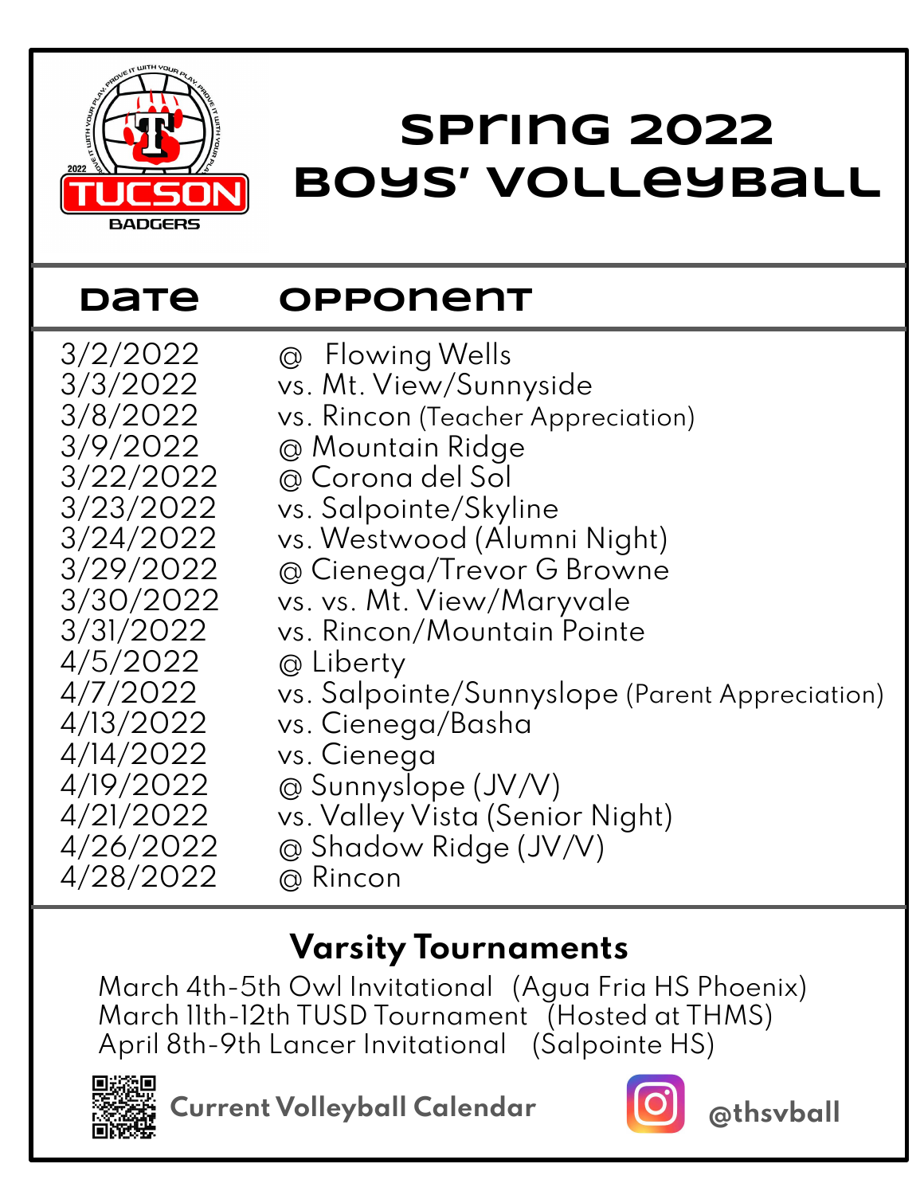2022 TUCSON BADGERS

PROVE IT WITH YOUR PLAY. PROVE IT WITH YOUR PLAY.

# Spring 2022 Boys' Volleyball

| Date | Opponent |
|---|---|
| 3/2/2022 | @ Flowing Wells |
| 3/3/2022 | vs. Mt. View/Sunnyside |
| 3/8/2022 | vs. Rincon (Teacher Appreciation) |
| 3/9/2022 | @ Mountain Ridge |
| 3/22/2022 | @ Corona del Sol |
| 3/23/2022 | vs. Salpointe/Skyline |
| 3/24/2022 | vs. Westwood (Alumni Night) |
| 3/29/2022 | @ Cienega/Trevor G Browne |
| 3/30/2022 | vs. vs. Mt. View/Maryvale |
| 3/31/2022 | vs. Rincon/Mountain Pointe |
| 4/5/2022 | @ Liberty |
| 4/7/2022 | vs. Salpointe/Sunnyslope (Parent Appreciation) |
| 4/13/2022 | vs. Cienega/Basha |
| 4/14/2022 | vs. Cienega |
| 4/19/2022 | @ Sunnyslope (JV/V) |
| 4/21/2022 | vs. Valley Vista (Senior Night) |
| 4/26/2022 | @ Shadow Ridge (JV/V) |
| 4/28/2022 | @ Rincon |

## Varsity Tournaments

March 4th-5th Owl Invitational (Agua Fria HS Phoenix)
March 11th-12th TUSD Tournament (Hosted at THMS)
April 8th-9th Lancer Invitational (Salpointe HS)

**Current Volleyball Calendar**

**@thsvball**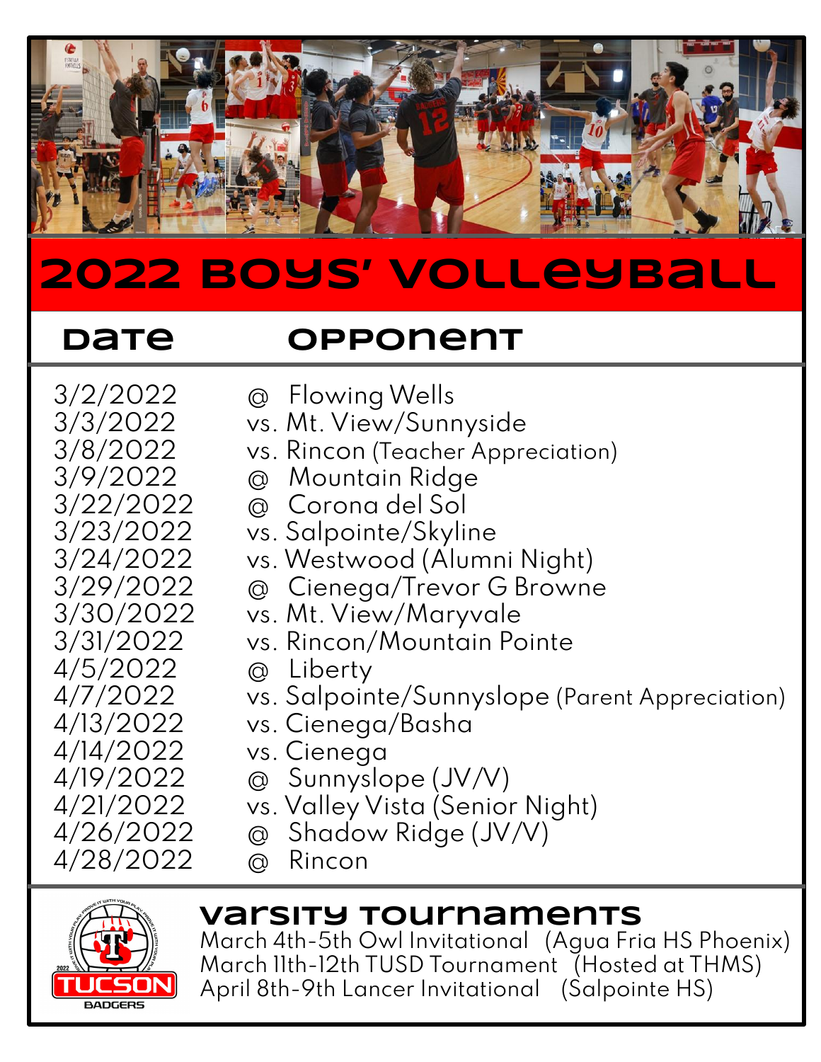# 2022 Boys' Volleyball

| Date | Opponent |
|---|---|
| 3/2/2022 | @ Flowing Wells |
| 3/3/2022 | vs. Mt. View/Sunnyside |
| 3/8/2022 | vs. Rincon (Teacher Appreciation) |
| 3/9/2022 | @ Mountain Ridge |
| 3/22/2022 | @ Corona del Sol |
| 3/23/2022 | vs. Salpointe/Skyline |
| 3/24/2022 | vs. Westwood (Alumni Night) |
| 3/29/2022 | @ Cienega/Trevor G Browne |
| 3/30/2022 | vs. Mt. View/Maryvale |
| 3/31/2022 | vs. Rincon/Mountain Pointe |
| 4/5/2022 | @ Liberty |
| 4/7/2022 | vs. Salpointe/Sunnyslope (Parent Appreciation) |
| 4/13/2022 | vs. Cienega/Basha |
| 4/14/2022 | vs. Cienega |
| 4/19/2022 | @ Sunnyslope (JV/V) |
| 4/21/2022 | vs. Valley Vista (Senior Night) |
| 4/26/2022 | @ Shadow Ridge (JV/V) |
| 4/28/2022 | @ Rincon |

## Varsity Tournaments

March 4th-5th Owl Invitational (Agua Fria HS Phoenix)
March 11th-12th TUSD Tournament (Hosted at THMS)
April 8th-9th Lancer Invitational (Salpointe HS)